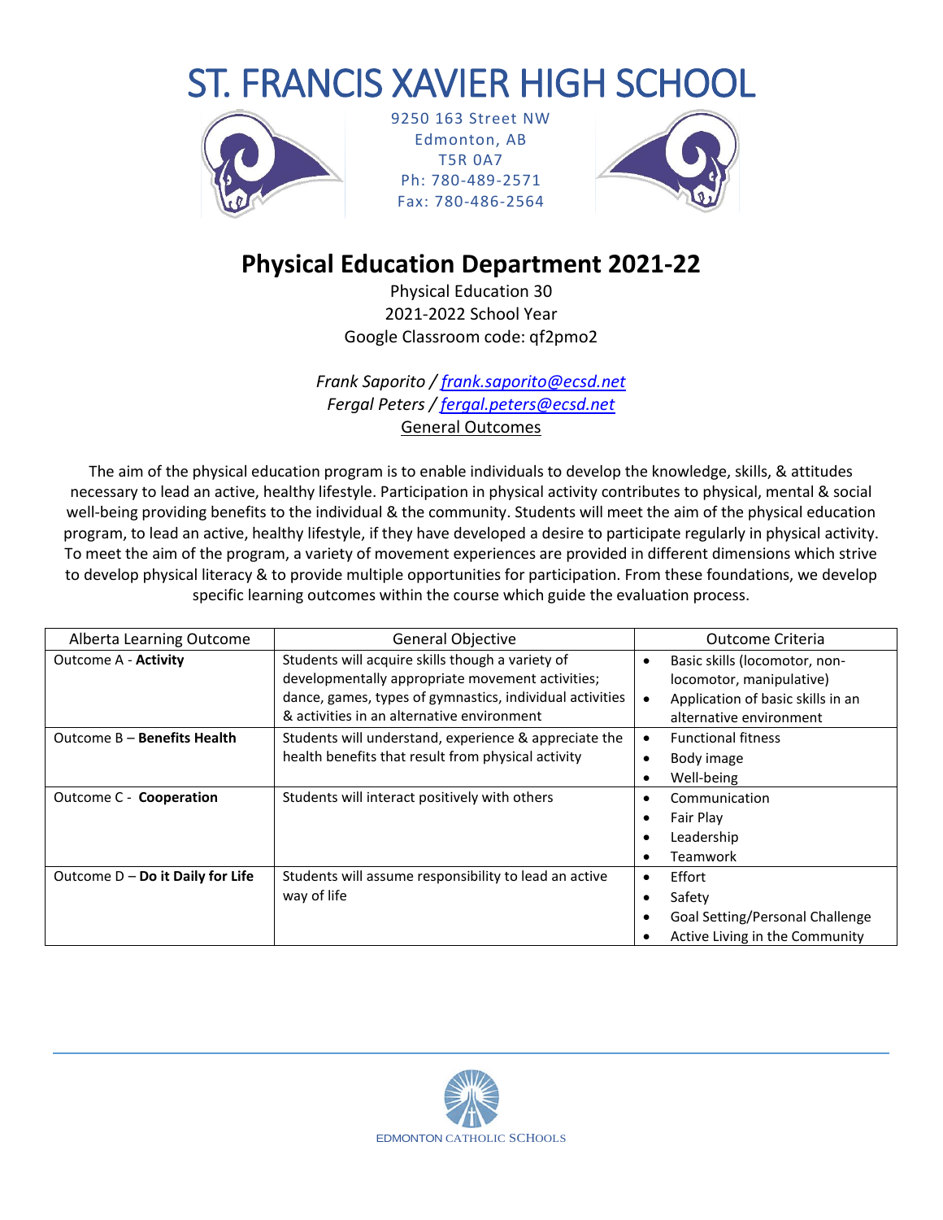# ST. FRANCIS XAVIER HIGH SCHOOL

9250 163 Street NW
Edmonton, AB
T5R 0A7
Ph: 780-489-2571
Fax: 780-486-2564

## Physical Education Department 2021-22

Physical Education 30
2021-2022 School Year
Google Classroom code: qf2pmo2

*Frank Saporito / frank.saporito@ecsd.net*
*Fergal Peters / fergal.peters@ecsd.net*

General Outcomes

The aim of the physical education program is to enable individuals to develop the knowledge, skills, & attitudes necessary to lead an active, healthy lifestyle. Participation in physical activity contributes to physical, mental & social well-being providing benefits to the individual & the community. Students will meet the aim of the physical education program, to lead an active, healthy lifestyle, if they have developed a desire to participate regularly in physical activity. To meet the aim of the program, a variety of movement experiences are provided in different dimensions which strive to develop physical literacy & to provide multiple opportunities for participation. From these foundations, we develop specific learning outcomes within the course which guide the evaluation process.

| Alberta Learning Outcome | General Objective | Outcome Criteria |
|---|---|---|
| Outcome A - **Activity** | Students will acquire skills though a variety of developmentally appropriate movement activities; dance, games, types of gymnastics, individual activities & activities in an alternative environment | • Basic skills (locomotor, non-locomotor, manipulative)<br>• Application of basic skills in an alternative environment |
| Outcome B – **Benefits Health** | Students will understand, experience & appreciate the health benefits that result from physical activity | • Functional fitness<br>• Body image<br>• Well-being |
| Outcome C - **Cooperation** | Students will interact positively with others | • Communication<br>• Fair Play<br>• Leadership<br>• Teamwork |
| Outcome D – **Do it Daily for Life** | Students will assume responsibility to lead an active way of life | • Effort<br>• Safety<br>• Goal Setting/Personal Challenge<br>• Active Living in the Community |

EDMONTON CATHOLIC SCHOOLS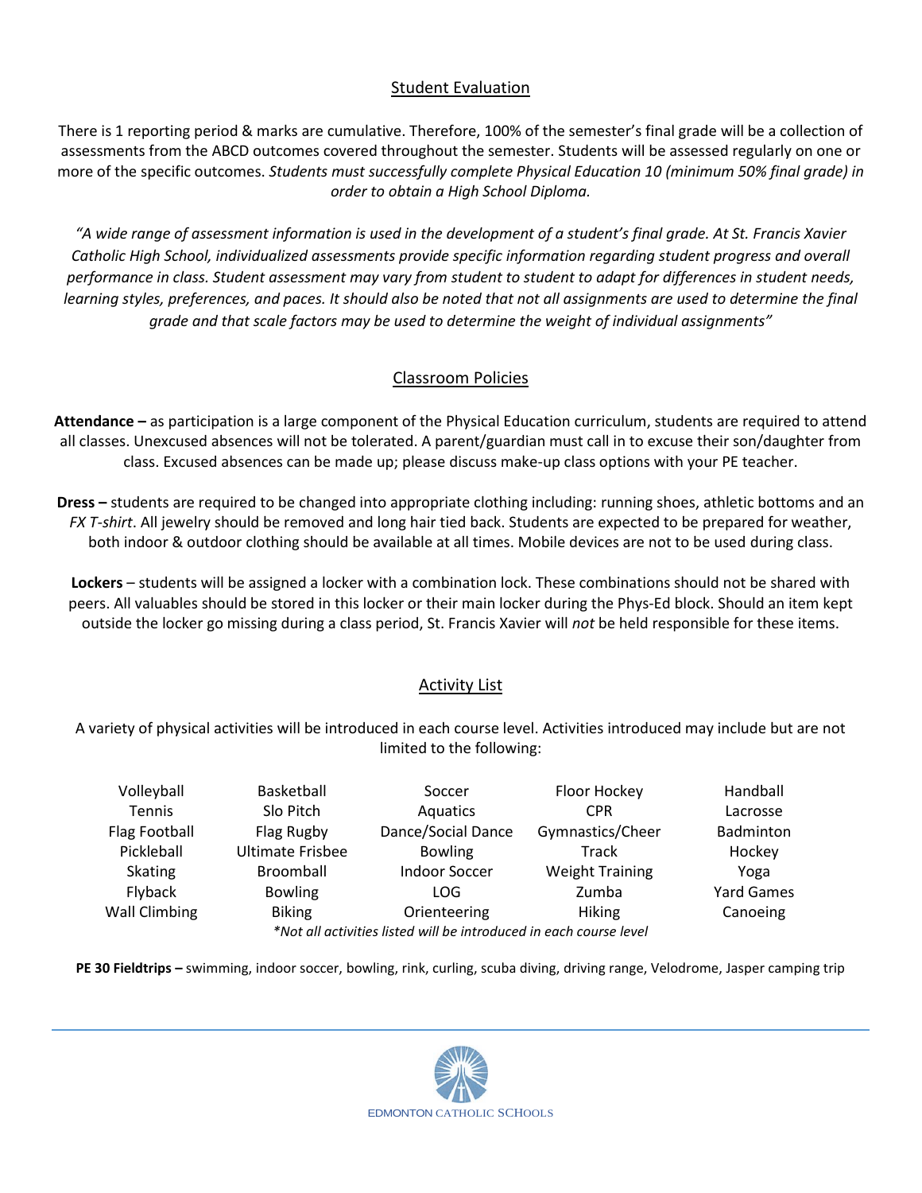## Student Evaluation

There is 1 reporting period & marks are cumulative. Therefore, 100% of the semester's final grade will be a collection of assessments from the ABCD outcomes covered throughout the semester. Students will be assessed regularly on one or more of the specific outcomes. *Students must successfully complete Physical Education 10 (minimum 50% final grade) in order to obtain a High School Diploma.*

*"A wide range of assessment information is used in the development of a student's final grade. At St. Francis Xavier Catholic High School, individualized assessments provide specific information regarding student progress and overall performance in class. Student assessment may vary from student to student to adapt for differences in student needs, learning styles, preferences, and paces. It should also be noted that not all assignments are used to determine the final grade and that scale factors may be used to determine the weight of individual assignments"*

## Classroom Policies

**Attendance –** as participation is a large component of the Physical Education curriculum, students are required to attend all classes. Unexcused absences will not be tolerated. A parent/guardian must call in to excuse their son/daughter from class. Excused absences can be made up; please discuss make-up class options with your PE teacher.

**Dress –** students are required to be changed into appropriate clothing including: running shoes, athletic bottoms and an *FX T-shirt*. All jewelry should be removed and long hair tied back. Students are expected to be prepared for weather, both indoor & outdoor clothing should be available at all times. Mobile devices are not to be used during class.

**Lockers** – students will be assigned a locker with a combination lock. These combinations should not be shared with peers. All valuables should be stored in this locker or their main locker during the Phys-Ed block. Should an item kept outside the locker go missing during a class period, St. Francis Xavier will *not* be held responsible for these items.

## Activity List

A variety of physical activities will be introduced in each course level. Activities introduced may include but are not limited to the following:

| | | | | |
|---|---|---|---|---|
| Volleyball | Basketball | Soccer | Floor Hockey | Handball |
| Tennis | Slo Pitch | Aquatics | CPR | Lacrosse |
| Flag Football | Flag Rugby | Dance/Social Dance | Gymnastics/Cheer | Badminton |
| Pickleball | Ultimate Frisbee | Bowling | Track | Hockey |
| Skating | Broomball | Indoor Soccer | Weight Training | Yoga |
| Flyback | Bowling | LOG | Zumba | Yard Games |
| Wall Climbing | Biking | Orienteering | Hiking | Canoeing |

*\*Not all activities listed will be introduced in each course level*

**PE 30 Fieldtrips –** swimming, indoor soccer, bowling, rink, curling, scuba diving, driving range, Velodrome, Jasper camping trip

EDMONTON CATHOLIC SCHOOLS